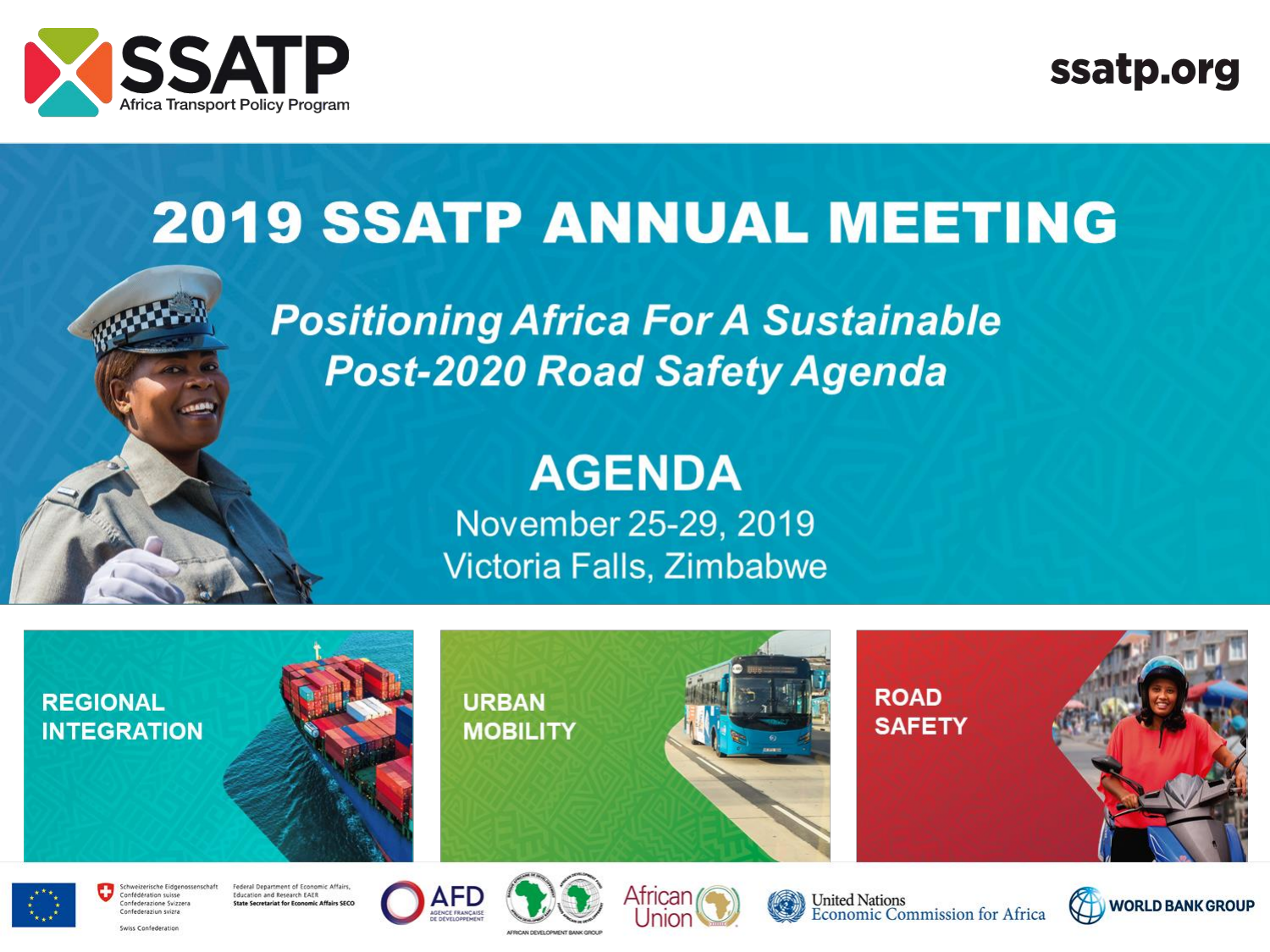SSATP
Africa Transport Policy Program

ssatp.org

# 2019 SSATP ANNUAL MEETING

*Positioning Africa For A Sustainable Post-2020 Road Safety Agenda*

## AGENDA

November 25-29, 2019
Victoria Falls, Zimbabwe

REGIONAL INTEGRATION

URBAN MOBILITY

ROAD SAFETY

Schweizerische Eidgenossenschaft
Confédération suisse
Confederazione Svizzera
Confederaziun svizra
Swiss Confederation

Federal Department of Economic Affairs, Education and Research EAER
State Secretariat for Economic Affairs SECO

AFD AGENCE FRANÇAISE DE DÉVELOPPEMENT

AFRICAN DEVELOPMENT BANK GROUP

African Union

United Nations Economic Commission for Africa

WORLD BANK GROUP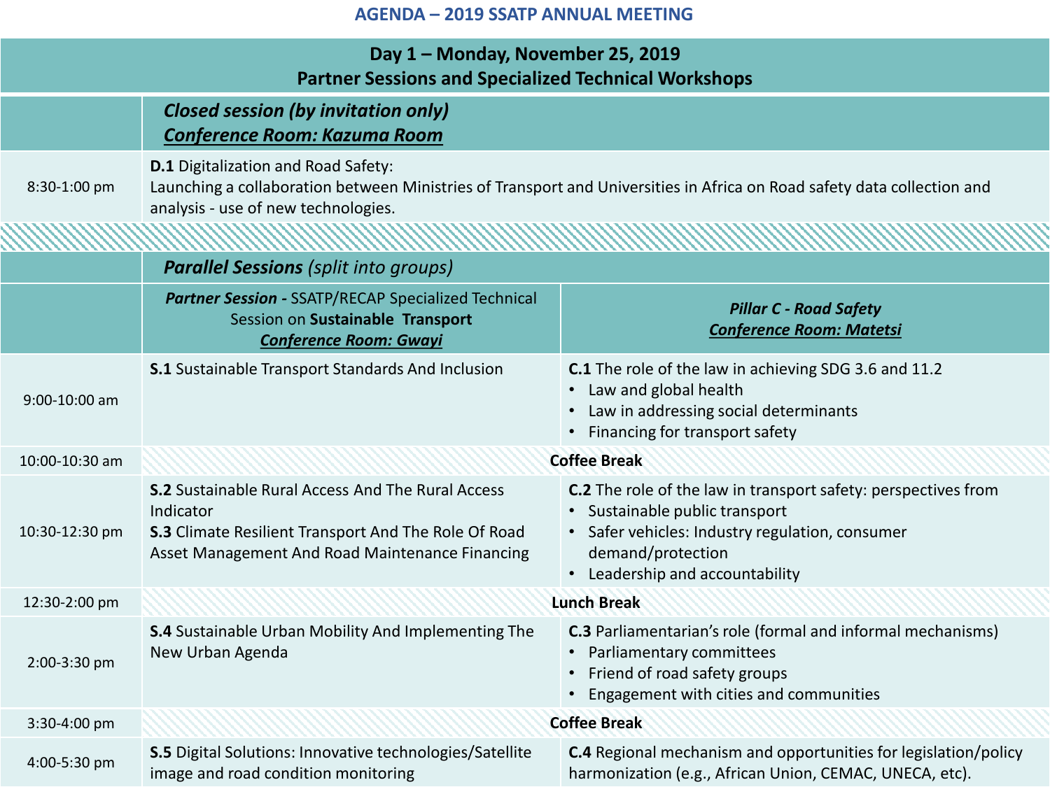# AGENDA – 2019 SSATP ANNUAL MEETING

| Day 1 – Monday, November 25, 2019<br>Partner Sessions and Specialized Technical Workshops | | |
|---|---|---|
| | ***Closed session (by invitation only)***<br>***Conference Room: Kazuma Room*** | |
| 8:30-1:00 pm | **D.1** Digitalization and Road Safety:<br>Launching a collaboration between Ministries of Transport and Universities in Africa on Road safety data collection and analysis - use of new technologies. | |
| | ***Parallel Sessions*** *(split into groups)* | |
| | ***Partner Session -*** SSATP/RECAP Specialized Technical Session on **Sustainable Transport**<br>***Conference Room: Gwayi*** | ***Pillar C - Road Safety***<br>***Conference Room: Matetsi*** |
| 9:00-10:00 am | **S.1** Sustainable Transport Standards And Inclusion | **C.1** The role of the law in achieving SDG 3.6 and 11.2<br>• Law and global health<br>• Law in addressing social determinants<br>• Financing for transport safety |
| 10:00-10:30 am | **Coffee Break** | |
| 10:30-12:30 pm | **S.2** Sustainable Rural Access And The Rural Access Indicator<br>**S.3** Climate Resilient Transport And The Role Of Road Asset Management And Road Maintenance Financing | **C.2** The role of the law in transport safety: perspectives from<br>• Sustainable public transport<br>• Safer vehicles: Industry regulation, consumer demand/protection<br>• Leadership and accountability |
| 12:30-2:00 pm | **Lunch Break** | |
| 2:00-3:30 pm | **S.4** Sustainable Urban Mobility And Implementing The New Urban Agenda | **C.3** Parliamentarian's role (formal and informal mechanisms)<br>• Parliamentary committees<br>• Friend of road safety groups<br>• Engagement with cities and communities |
| 3:30-4:00 pm | **Coffee Break** | |
| 4:00-5:30 pm | **S.5** Digital Solutions: Innovative technologies/Satellite image and road condition monitoring | **C.4** Regional mechanism and opportunities for legislation/policy harmonization (e.g., African Union, CEMAC, UNECA, etc). |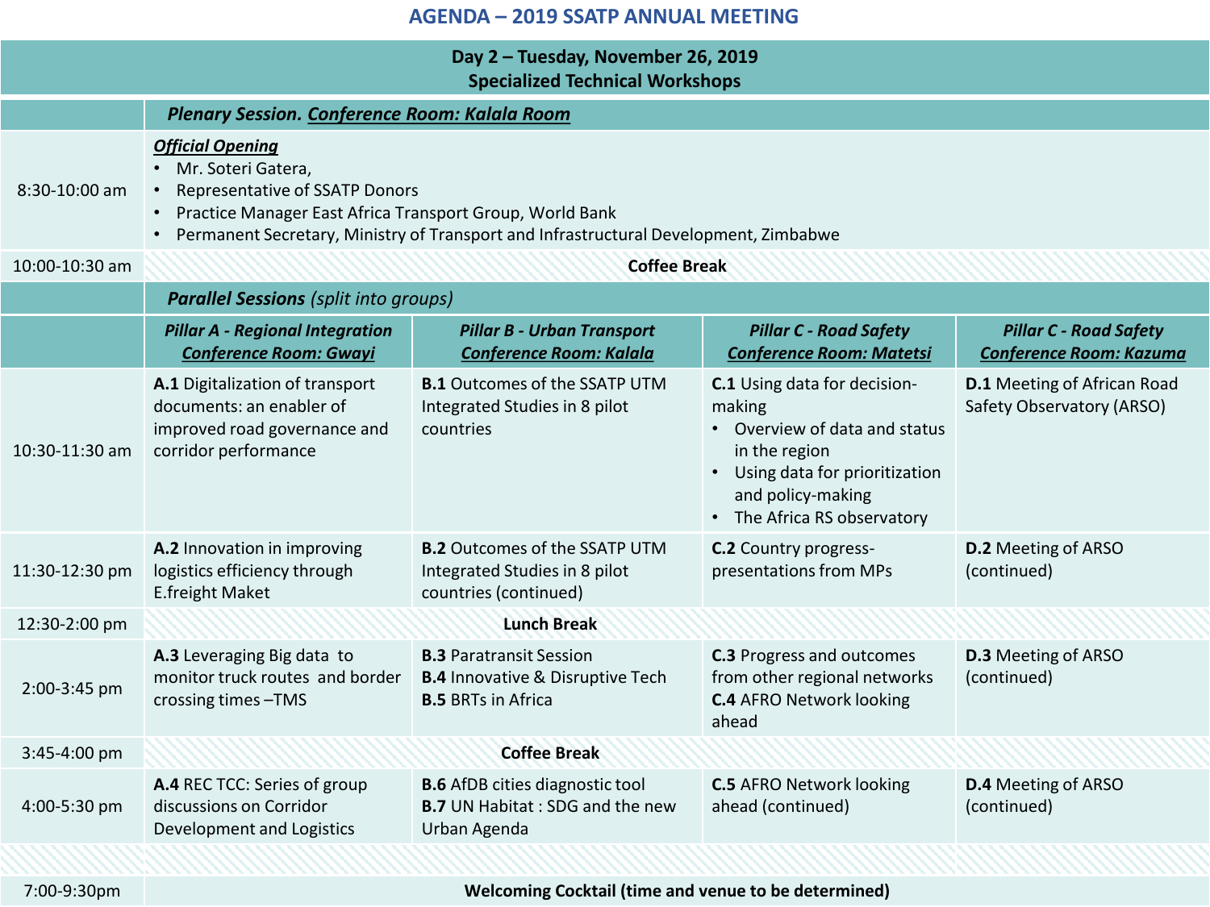# AGENDA – 2019 SSATP ANNUAL MEETING

| Day 2 – Tuesday, November 26, 2019<br>Specialized Technical Workshops | | | | |
|---|---|---|---|---|
| | ***Plenary Session. Conference Room: Kalala Room*** | | | |
| 8:30-10:00 am | ***Official Opening***<br>• Mr. Soteri Gatera,<br>• Representative of SSATP Donors<br>• Practice Manager East Africa Transport Group, World Bank<br>• Permanent Secretary, Ministry of Transport and Infrastructural Development, Zimbabwe | | | |
| 10:00-10:30 am | **Coffee Break** | | | |
| | ***Parallel Sessions*** *(split into groups)* | | | |
| | ***Pillar A - Regional Integration Conference Room: Gwayi*** | ***Pillar B - Urban Transport Conference Room: Kalala*** | ***Pillar C - Road Safety Conference Room: Matetsi*** | ***Pillar C - Road Safety Conference Room: Kazuma*** |
| 10:30-11:30 am | **A.1** Digitalization of transport documents: an enabler of improved road governance and corridor performance | **B.1** Outcomes of the SSATP UTM Integrated Studies in 8 pilot countries | **C.1** Using data for decision-making<br>• Overview of data and status in the region<br>• Using data for prioritization and policy-making<br>• The Africa RS observatory | **D.1** Meeting of African Road Safety Observatory (ARSO) |
| 11:30-12:30 pm | **A.2** Innovation in improving logistics efficiency through E.freight Maket | **B.2** Outcomes of the SSATP UTM Integrated Studies in 8 pilot countries (continued) | **C.2** Country progress-presentations from MPs | **D.2** Meeting of ARSO (continued) |
| 12:30-2:00 pm | **Lunch Break** | | | |
| 2:00-3:45 pm | **A.3** Leveraging Big data to monitor truck routes and border crossing times –TMS | **B.3** Paratransit Session<br>**B.4** Innovative & Disruptive Tech<br>**B.5** BRTs in Africa | **C.3** Progress and outcomes from other regional networks<br>**C.4** AFRO Network looking ahead | **D.3** Meeting of ARSO (continued) |
| 3:45-4:00 pm | **Coffee Break** | | | |
| 4:00-5:30 pm | **A.4** REC TCC: Series of group discussions on Corridor Development and Logistics | **B.6** AfDB cities diagnostic tool<br>**B.7** UN Habitat : SDG and the new Urban Agenda | **C.5** AFRO Network looking ahead (continued) | **D.4** Meeting of ARSO (continued) |
| 7:00-9:30pm | **Welcoming Cocktail (time and venue to be determined)** | | | |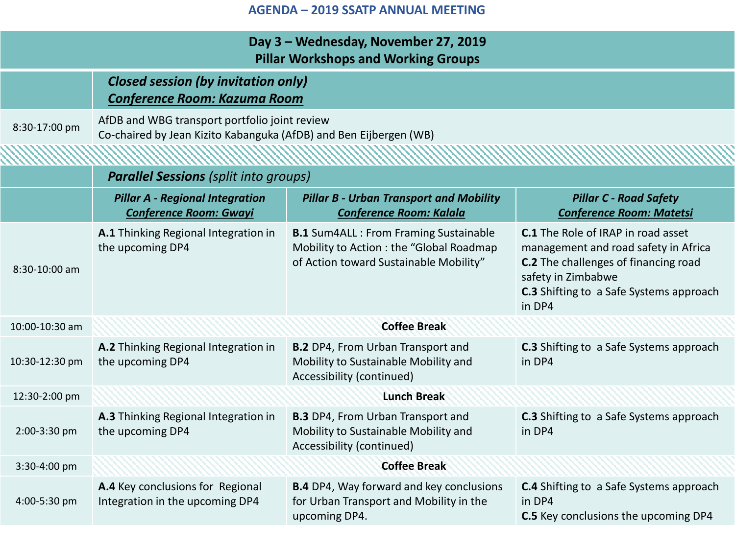# AGENDA – 2019 SSATP ANNUAL MEETING

## Day 3 – Wednesday, November 27, 2019
## Pillar Workshops and Working Groups

| | ***Closed session (by invitation only)*** ***Conference Room: Kazuma Room*** | | |
|---|---|---|---|
| 8:30-17:00 pm | AfDB and WBG transport portfolio joint review<br>Co-chaired by Jean Kizito Kabanguka (AfDB) and Ben Eijbergen (WB) | | |

| | ***Parallel Sessions*** *(split into groups)* | | |
|---|---|---|---|
| | ***Pillar A - Regional Integration*** ***Conference Room: Gwayi*** | ***Pillar B - Urban Transport and Mobility*** ***Conference Room: Kalala*** | ***Pillar C - Road Safety*** ***Conference Room: Matetsi*** |
| 8:30-10:00 am | **A.1** Thinking Regional Integration in the upcoming DP4 | **B.1** Sum4ALL : From Framing Sustainable Mobility to Action : the "Global Roadmap of Action toward Sustainable Mobility" | **C.1** The Role of IRAP in road asset management and road safety in Africa<br>**C.2** The challenges of financing road safety in Zimbabwe<br>**C.3** Shifting to a Safe Systems approach in DP4 |
| 10:00-10:30 am | **Coffee Break** | | |
| 10:30-12:30 pm | **A.2** Thinking Regional Integration in the upcoming DP4 | **B.2** DP4, From Urban Transport and Mobility to Sustainable Mobility and Accessibility (continued) | **C.3** Shifting to a Safe Systems approach in DP4 |
| 12:30-2:00 pm | **Lunch Break** | | |
| 2:00-3:30 pm | **A.3** Thinking Regional Integration in the upcoming DP4 | **B.3** DP4, From Urban Transport and Mobility to Sustainable Mobility and Accessibility (continued) | **C.3** Shifting to a Safe Systems approach in DP4 |
| 3:30-4:00 pm | **Coffee Break** | | |
| 4:00-5:30 pm | **A.4** Key conclusions for Regional Integration in the upcoming DP4 | **B.4** DP4, Way forward and key conclusions for Urban Transport and Mobility in the upcoming DP4. | **C.4** Shifting to a Safe Systems approach in DP4<br>**C.5** Key conclusions the upcoming DP4 |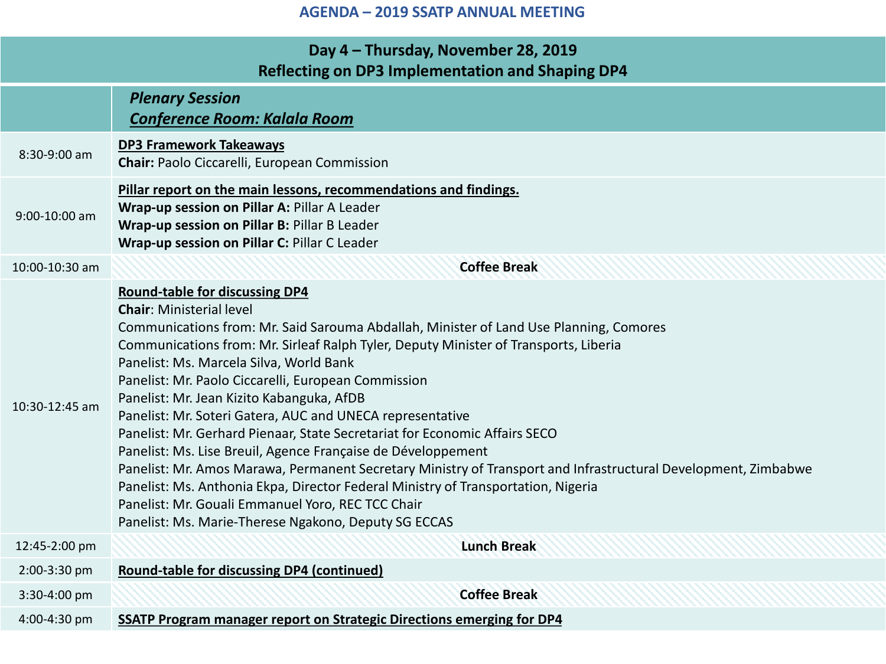# AGENDA – 2019 SSATP ANNUAL MEETING

| Day 4 – Thursday, November 28, 2019<br>Reflecting on DP3 Implementation and Shaping DP4 | |
|---|---|
| | ***Plenary Session***<br>***Conference Room: Kalala Room*** |
| 8:30-9:00 am | **DP3 Framework Takeaways**<br>**Chair:** Paolo Ciccarelli, European Commission |
| 9:00-10:00 am | **Pillar report on the main lessons, recommendations and findings.**<br>**Wrap-up session on Pillar A:** Pillar A Leader<br>**Wrap-up session on Pillar B:** Pillar B Leader<br>**Wrap-up session on Pillar C:** Pillar C Leader |
| 10:00-10:30 am | **Coffee Break** |
| 10:30-12:45 am | **Round-table for discussing DP4**<br>**Chair**: Ministerial level<br>Communications from: Mr. Said Sarouma Abdallah, Minister of Land Use Planning, Comores<br>Communications from: Mr. Sirleaf Ralph Tyler, Deputy Minister of Transports, Liberia<br>Panelist: Ms. Marcela Silva, World Bank<br>Panelist: Mr. Paolo Ciccarelli, European Commission<br>Panelist: Mr. Jean Kizito Kabanguka, AfDB<br>Panelist: Mr. Soteri Gatera, AUC and UNECA representative<br>Panelist: Mr. Gerhard Pienaar, State Secretariat for Economic Affairs SECO<br>Panelist: Ms. Lise Breuil, Agence Française de Développement<br>Panelist: Mr. Amos Marawa, Permanent Secretary Ministry of Transport and Infrastructural Development, Zimbabwe<br>Panelist: Ms. Anthonia Ekpa, Director Federal Ministry of Transportation, Nigeria<br>Panelist: Mr. Gouali Emmanuel Yoro, REC TCC Chair<br>Panelist: Ms. Marie-Therese Ngakono, Deputy SG ECCAS |
| 12:45-2:00 pm | **Lunch Break** |
| 2:00-3:30 pm | **Round-table for discussing DP4 (continued)** |
| 3:30-4:00 pm | **Coffee Break** |
| 4:00-4:30 pm | **SSATP Program manager report on Strategic Directions emerging for DP4** |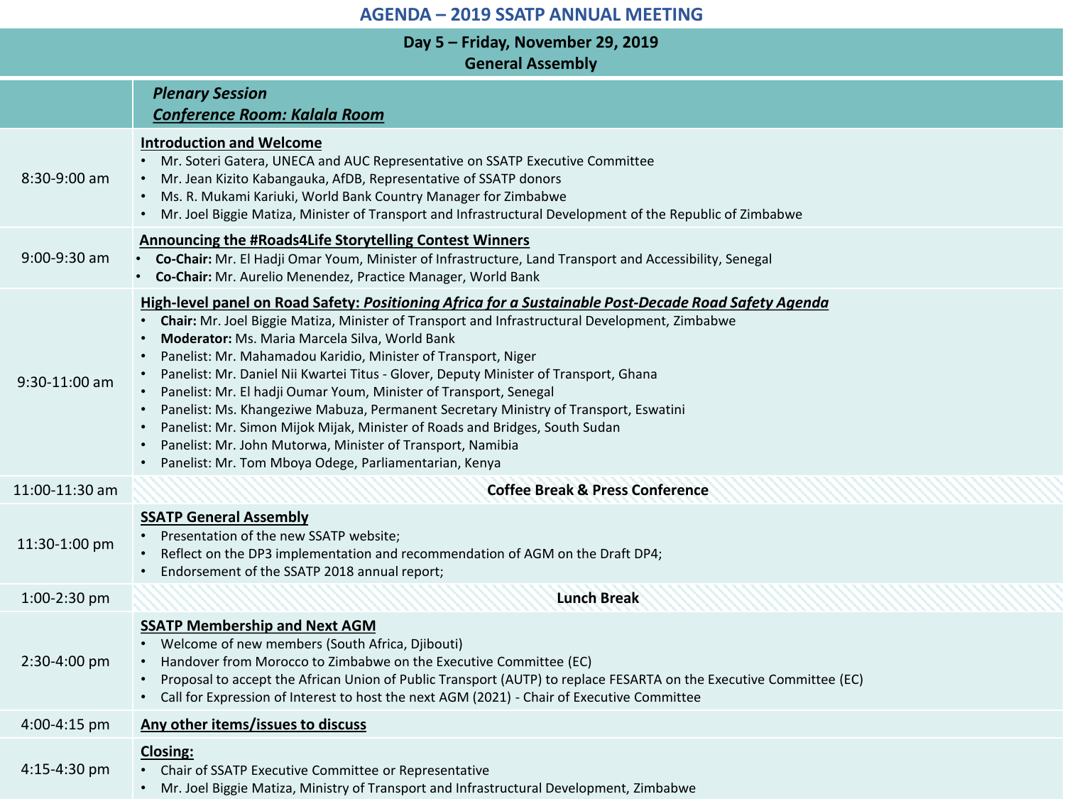# AGENDA – 2019 SSATP ANNUAL MEETING

## Day 5 – Friday, November 29, 2019
## General Assembly

| | |
|---|---|
| | ***Plenary Session*** <br> ***Conference Room: Kalala Room*** |
| 8:30-9:00 am | **Introduction and Welcome** <br> • Mr. Soteri Gatera, UNECA and AUC Representative on SSATP Executive Committee <br> • Mr. Jean Kizito Kabangauka, AfDB, Representative of SSATP donors <br> • Ms. R. Mukami Kariuki, World Bank Country Manager for Zimbabwe <br> • Mr. Joel Biggie Matiza, Minister of Transport and Infrastructural Development of the Republic of Zimbabwe |
| 9:00-9:30 am | **Announcing the #Roads4Life Storytelling Contest Winners** <br> • **Co-Chair:** Mr. El Hadji Omar Youm, Minister of Infrastructure, Land Transport and Accessibility, Senegal <br> • **Co-Chair:** Mr. Aurelio Menendez, Practice Manager, World Bank |
| 9:30-11:00 am | **High-level panel on Road Safety: *Positioning Africa for a Sustainable Post-Decade Road Safety Agenda*** <br> • **Chair:** Mr. Joel Biggie Matiza, Minister of Transport and Infrastructural Development, Zimbabwe <br> • **Moderator:** Ms. Maria Marcela Silva, World Bank <br> • Panelist: Mr. Mahamadou Karidio, Minister of Transport, Niger <br> • Panelist: Mr. Daniel Nii Kwartei Titus - Glover, Deputy Minister of Transport, Ghana <br> • Panelist: Mr. El hadji Oumar Youm, Minister of Transport, Senegal <br> • Panelist: Ms. Khangeziwe Mabuza, Permanent Secretary Ministry of Transport, Eswatini <br> • Panelist: Mr. Simon Mijok Mijak, Minister of Roads and Bridges, South Sudan <br> • Panelist: Mr. John Mutorwa, Minister of Transport, Namibia <br> • Panelist: Mr. Tom Mboya Odege, Parliamentarian, Kenya |
| 11:00-11:30 am | **Coffee Break & Press Conference** |
| 11:30-1:00 pm | **SSATP General Assembly** <br> • Presentation of the new SSATP website; <br> • Reflect on the DP3 implementation and recommendation of AGM on the Draft DP4; <br> • Endorsement of the SSATP 2018 annual report; |
| 1:00-2:30 pm | **Lunch Break** |
| 2:30-4:00 pm | **SSATP Membership and Next AGM** <br> • Welcome of new members (South Africa, Djibouti) <br> • Handover from Morocco to Zimbabwe on the Executive Committee (EC) <br> • Proposal to accept the African Union of Public Transport (AUTP) to replace FESARTA on the Executive Committee (EC) <br> • Call for Expression of Interest to host the next AGM (2021) - Chair of Executive Committee |
| 4:00-4:15 pm | **Any other items/issues to discuss** |
| 4:15-4:30 pm | **Closing:** <br> • Chair of SSATP Executive Committee or Representative <br> • Mr. Joel Biggie Matiza, Ministry of Transport and Infrastructural Development, Zimbabwe |